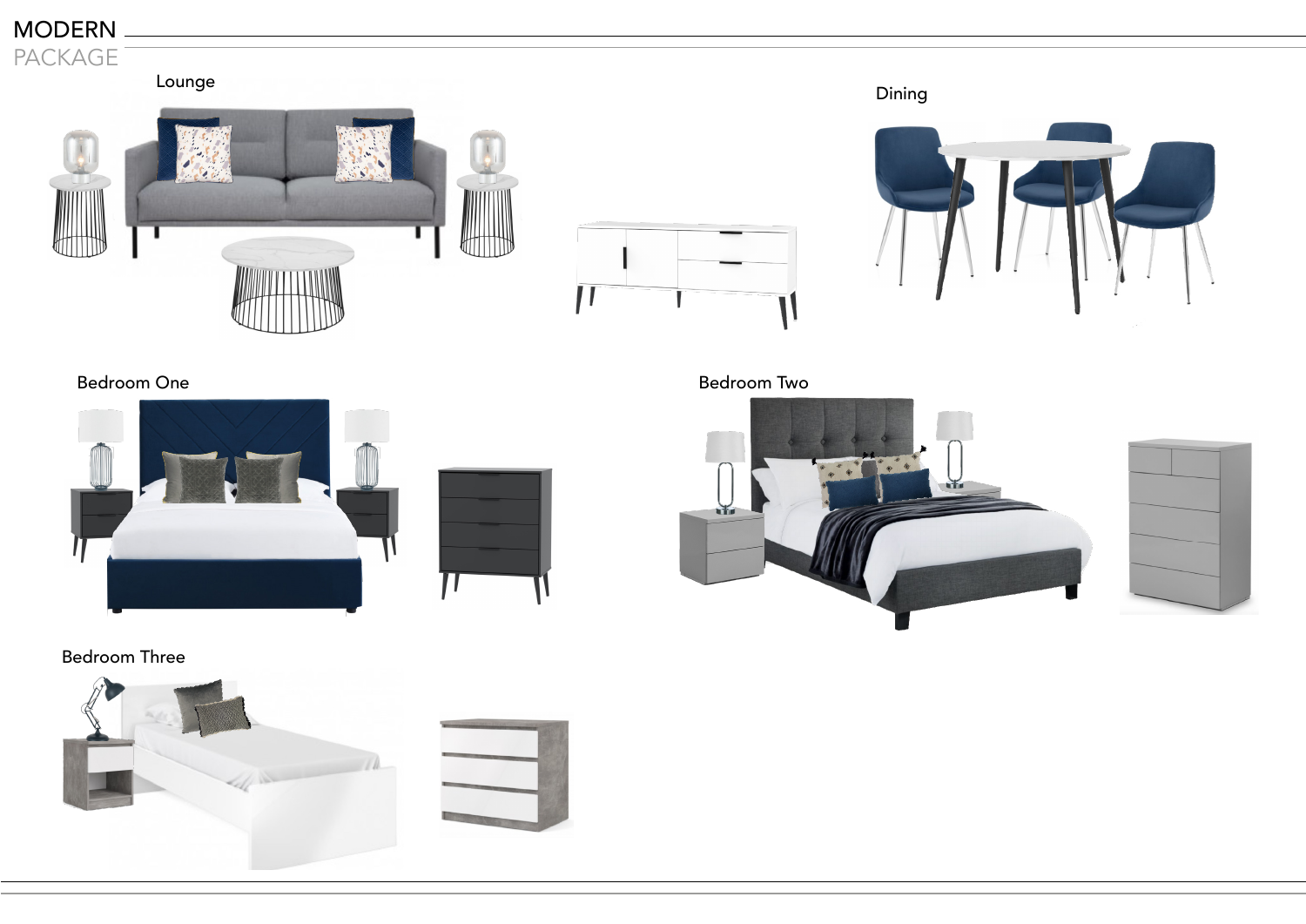# MODERN
PACKAGE

## Lounge

## Dining

## Bedroom One

## Bedroom Two

## Bedroom Three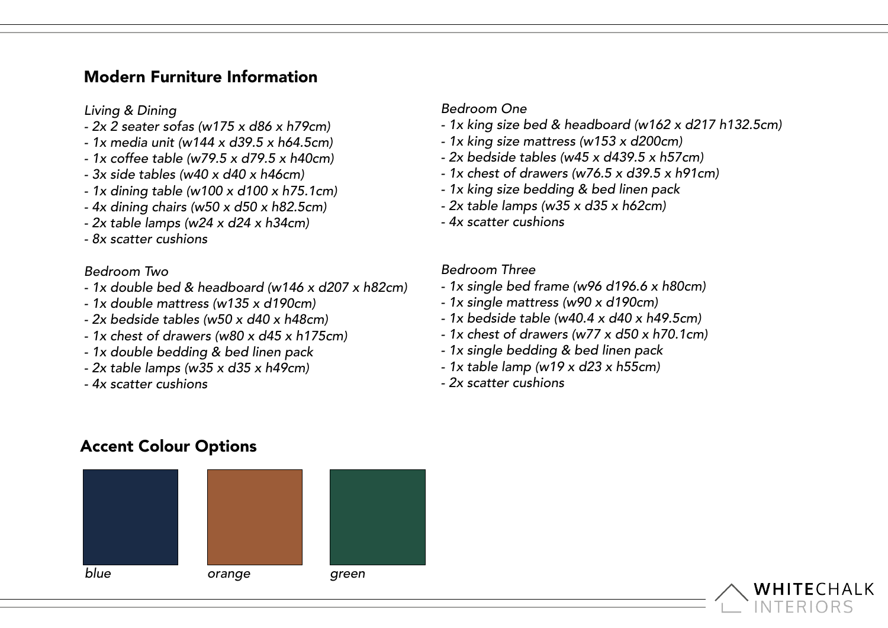## Modern Furniture Information

*Living & Dining*
- *2x 2 seater sofas (w175 x d86 x h79cm)*
- *1x media unit (w144 x d39.5 x h64.5cm)*
- *1x coffee table (w79.5 x d79.5 x h40cm)*
- *3x side tables (w40 x d40 x h46cm)*
- *1x dining table (w100 x d100 x h75.1cm)*
- *4x dining chairs (w50 x d50 x h82.5cm)*
- *2x table lamps (w24 x d24 x h34cm)*
- *8x scatter cushions*

*Bedroom Two*
- *1x double bed & headboard (w146 x d207 x h82cm)*
- *1x double mattress (w135 x d190cm)*
- *2x bedside tables (w50 x d40 x h48cm)*
- *1x chest of drawers (w80 x d45 x h175cm)*
- *1x double bedding & bed linen pack*
- *2x table lamps (w35 x d35 x h49cm)*
- *4x scatter cushions*

*Bedroom One*
- *1x king size bed & headboard (w162 x d217 h132.5cm)*
- *1x king size mattress (w153 x d200cm)*
- *2x bedside tables (w45 x d439.5 x h57cm)*
- *1x chest of drawers (w76.5 x d39.5 x h91cm)*
- *1x king size bedding & bed linen pack*
- *2x table lamps (w35 x d35 x h62cm)*
- *4x scatter cushions*

*Bedroom Three*
- *1x single bed frame (w96 d196.6 x h80cm)*
- *1x single mattress (w90 x d190cm)*
- *1x bedside table (w40.4 x d40 x h49.5cm)*
- *1x chest of drawers (w77 x d50 x h70.1cm)*
- *1x single bedding & bed linen pack*
- *1x table lamp (w19 x d23 x h55cm)*
- *2x scatter cushions*

## Accent Colour Options

*blue*

*orange*

*green*